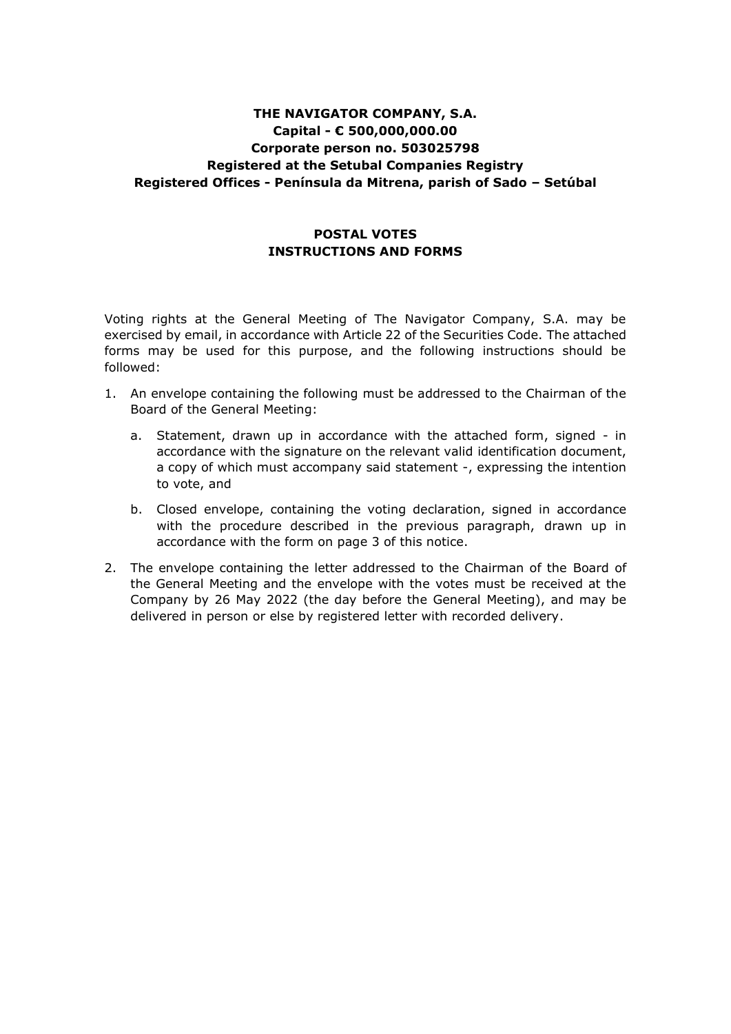**THE NAVIGATOR COMPANY, S.A.**
**Capital - € 500,000,000.00**
**Corporate person no. 503025798**
**Registered at the Setubal Companies Registry**
**Registered Offices - Península da Mitrena, parish of Sado – Setúbal**

# POSTAL VOTES
## INSTRUCTIONS AND FORMS

Voting rights at the General Meeting of The Navigator Company, S.A. may be exercised by email, in accordance with Article 22 of the Securities Code. The attached forms may be used for this purpose, and the following instructions should be followed:

1. An envelope containing the following must be addressed to the Chairman of the Board of the General Meeting:

   a. Statement, drawn up in accordance with the attached form, signed - in accordance with the signature on the relevant valid identification document, a copy of which must accompany said statement -, expressing the intention to vote, and

   b. Closed envelope, containing the voting declaration, signed in accordance with the procedure described in the previous paragraph, drawn up in accordance with the form on page 3 of this notice.

2. The envelope containing the letter addressed to the Chairman of the Board of the General Meeting and the envelope with the votes must be received at the Company by 26 May 2022 (the day before the General Meeting), and may be delivered in person or else by registered letter with recorded delivery.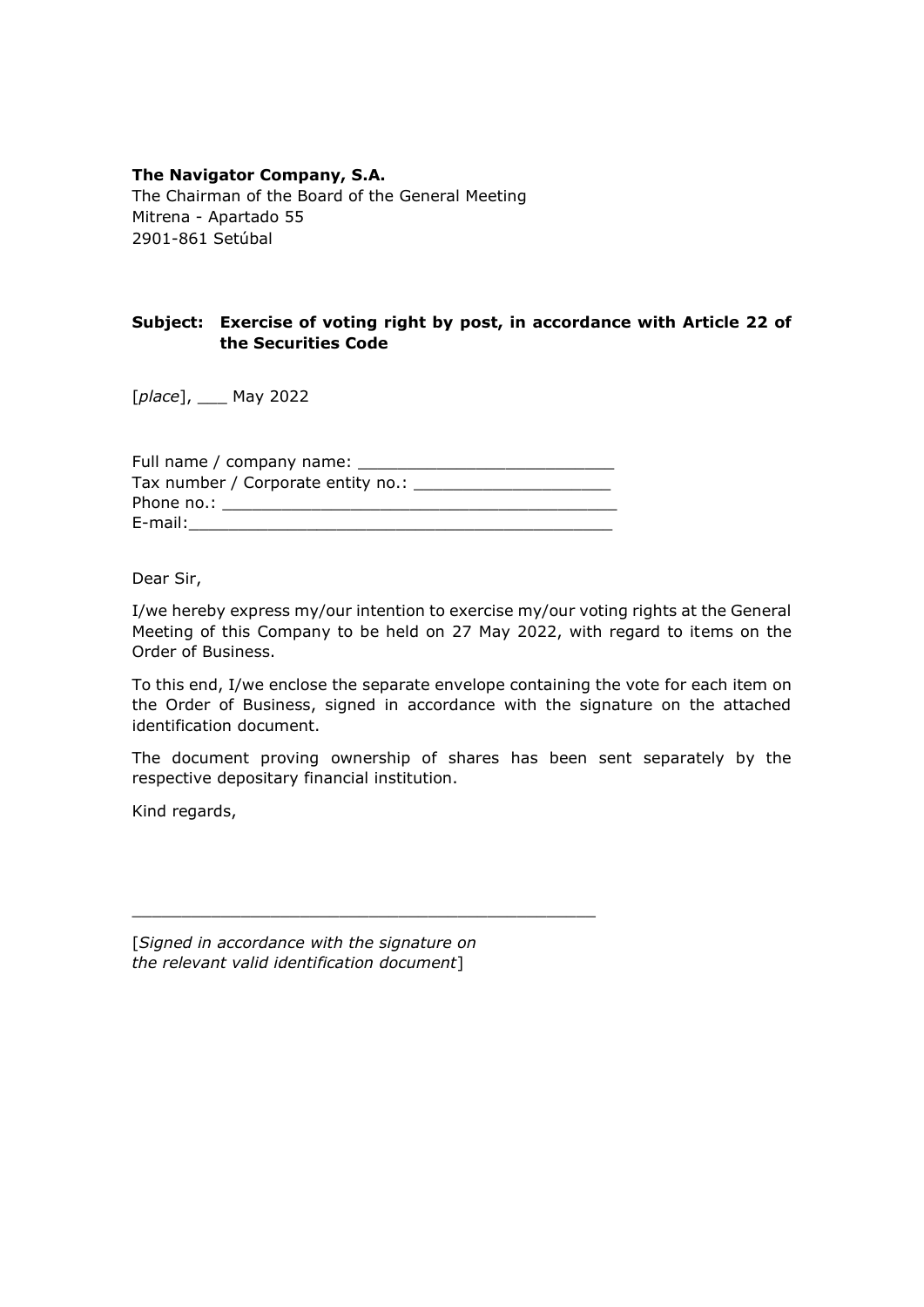**The Navigator Company, S.A.**
The Chairman of the Board of the General Meeting
Mitrena - Apartado 55
2901-861 Setúbal

**Subject: Exercise of voting right by post, in accordance with Article 22 of the Securities Code**

[*place*], ___ May 2022

Full name / company name: __________________________
Tax number / Corporate entity no.: ____________________
Phone no.: ________________________________________
E-mail:____________________________________________

Dear Sir,

I/we hereby express my/our intention to exercise my/our voting rights at the General Meeting of this Company to be held on 27 May 2022, with regard to items on the Order of Business.

To this end, I/we enclose the separate envelope containing the vote for each item on the Order of Business, signed in accordance with the signature on the attached identification document.

The document proving ownership of shares has been sent separately by the respective depositary financial institution.

Kind regards,

_______________________________________________

[*Signed in accordance with the signature on the relevant valid identification document*]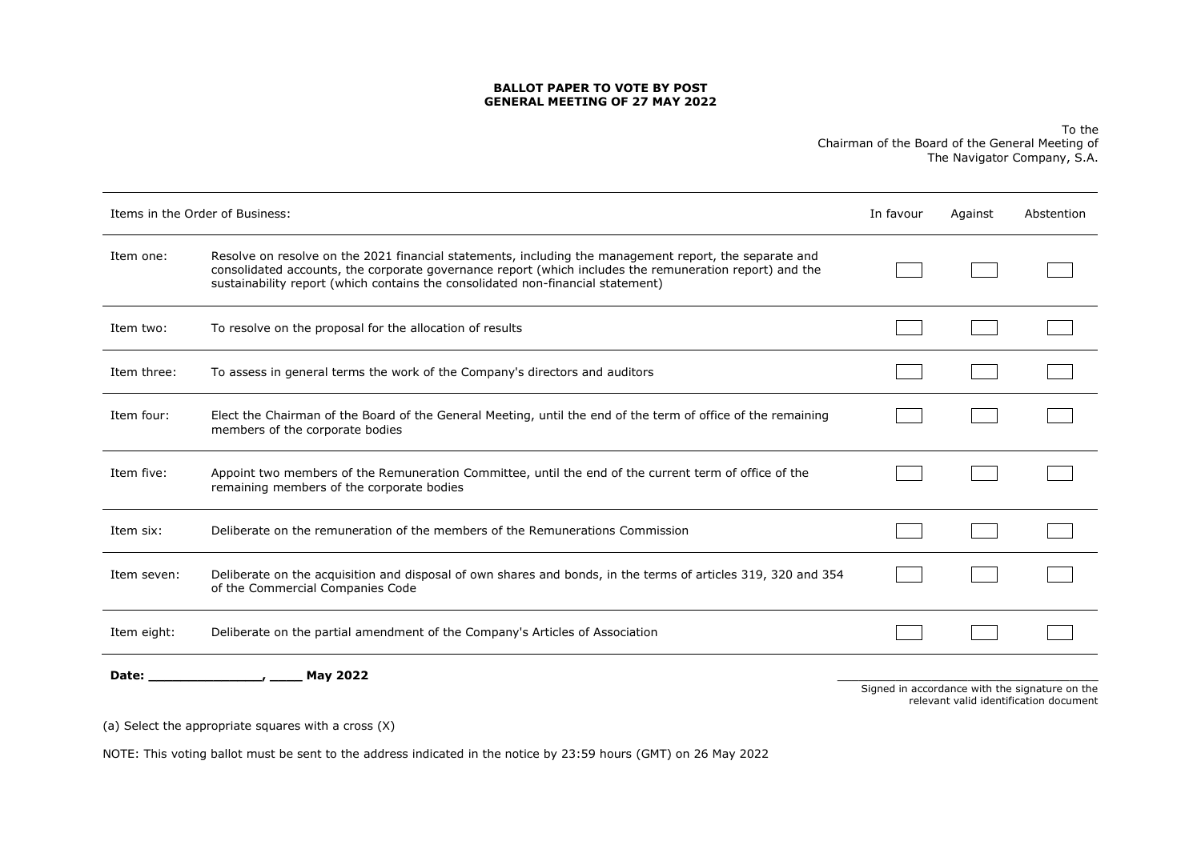**BALLOT PAPER TO VOTE BY POST**
**GENERAL MEETING OF 27 MAY 2022**

To the
Chairman of the Board of the General Meeting of
The Navigator Company, S.A.

| Items in the Order of Business: | | In favour | Against | Abstention |
|---|---|---|---|---|
| Item one: | Resolve on resolve on the 2021 financial statements, including the management report, the separate and consolidated accounts, the corporate governance report (which includes the remuneration report) and the sustainability report (which contains the consolidated non-financial statement) | ☐ | ☐ | ☐ |
| Item two: | To resolve on the proposal for the allocation of results | ☐ | ☐ | ☐ |
| Item three: | To assess in general terms the work of the Company's directors and auditors | ☐ | ☐ | ☐ |
| Item four: | Elect the Chairman of the Board of the General Meeting, until the end of the term of office of the remaining members of the corporate bodies | ☐ | ☐ | ☐ |
| Item five: | Appoint two members of the Remuneration Committee, until the end of the current term of office of the remaining members of the corporate bodies | ☐ | ☐ | ☐ |
| Item six: | Deliberate on the remuneration of the members of the Remunerations Commission | ☐ | ☐ | ☐ |
| Item seven: | Deliberate on the acquisition and disposal of own shares and bonds, in the terms of articles 319, 320 and 354 of the Commercial Companies Code | ☐ | ☐ | ☐ |
| Item eight: | Deliberate on the partial amendment of the Company's Articles of Association | ☐ | ☐ | ☐ |

**Date: _______________, ____ May 2022**

_______________________________________
Signed in accordance with the signature on the relevant valid identification document

(a) Select the appropriate squares with a cross (X)

NOTE: This voting ballot must be sent to the address indicated in the notice by 23:59 hours (GMT) on 26 May 2022